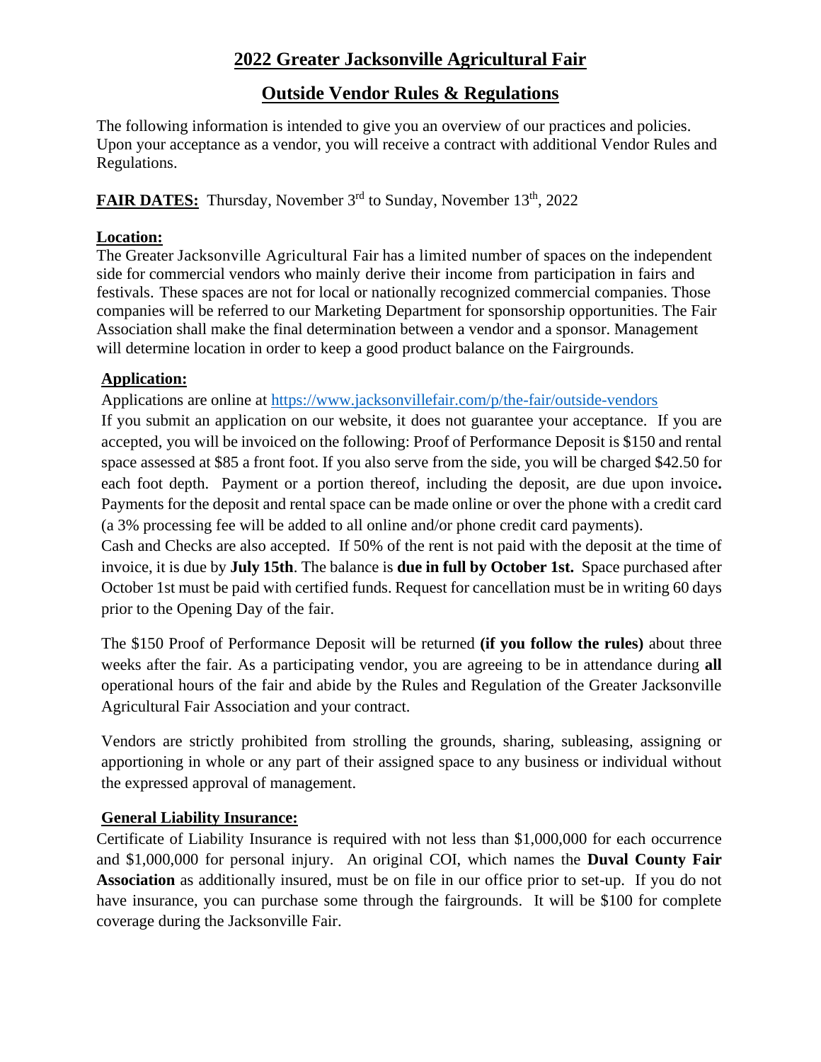# 2022 Greater Jacksonville Agricultural Fair

## Outside Vendor Rules & Regulations

The following information is intended to give you an overview of our practices and policies. Upon your acceptance as a vendor, you will receive a contract with additional Vendor Rules and Regulations.

**FAIR DATES:** Thursday, November 3rd to Sunday, November 13th, 2022

### Location:

The Greater Jacksonville Agricultural Fair has a limited number of spaces on the independent side for commercial vendors who mainly derive their income from participation in fairs and festivals. These spaces are not for local or nationally recognized commercial companies. Those companies will be referred to our Marketing Department for sponsorship opportunities. The Fair Association shall make the final determination between a vendor and a sponsor. Management will determine location in order to keep a good product balance on the Fairgrounds.

### Application:

Applications are online at https://www.jacksonvillefair.com/p/the-fair/outside-vendors

If you submit an application on our website, it does not guarantee your acceptance. If you are accepted, you will be invoiced on the following: Proof of Performance Deposit is $150 and rental space assessed at $85 a front foot. If you also serve from the side, you will be charged $42.50 for each foot depth. Payment or a portion thereof, including the deposit, are due upon invoice**.** Payments for the deposit and rental space can be made online or over the phone with a credit card (a 3% processing fee will be added to all online and/or phone credit card payments).

Cash and Checks are also accepted. If 50% of the rent is not paid with the deposit at the time of invoice, it is due by **July 15th**. The balance is **due in full by October 1st.** Space purchased after October 1st must be paid with certified funds. Request for cancellation must be in writing 60 days prior to the Opening Day of the fair.

The $150 Proof of Performance Deposit will be returned **(if you follow the rules)** about three weeks after the fair. As a participating vendor, you are agreeing to be in attendance during **all** operational hours of the fair and abide by the Rules and Regulation of the Greater Jacksonville Agricultural Fair Association and your contract.

Vendors are strictly prohibited from strolling the grounds, sharing, subleasing, assigning or apportioning in whole or any part of their assigned space to any business or individual without the expressed approval of management.

### General Liability Insurance:

Certificate of Liability Insurance is required with not less than $1,000,000 for each occurrence and $1,000,000 for personal injury. An original COI, which names the **Duval County Fair Association** as additionally insured, must be on file in our office prior to set-up. If you do not have insurance, you can purchase some through the fairgrounds. It will be $100 for complete coverage during the Jacksonville Fair.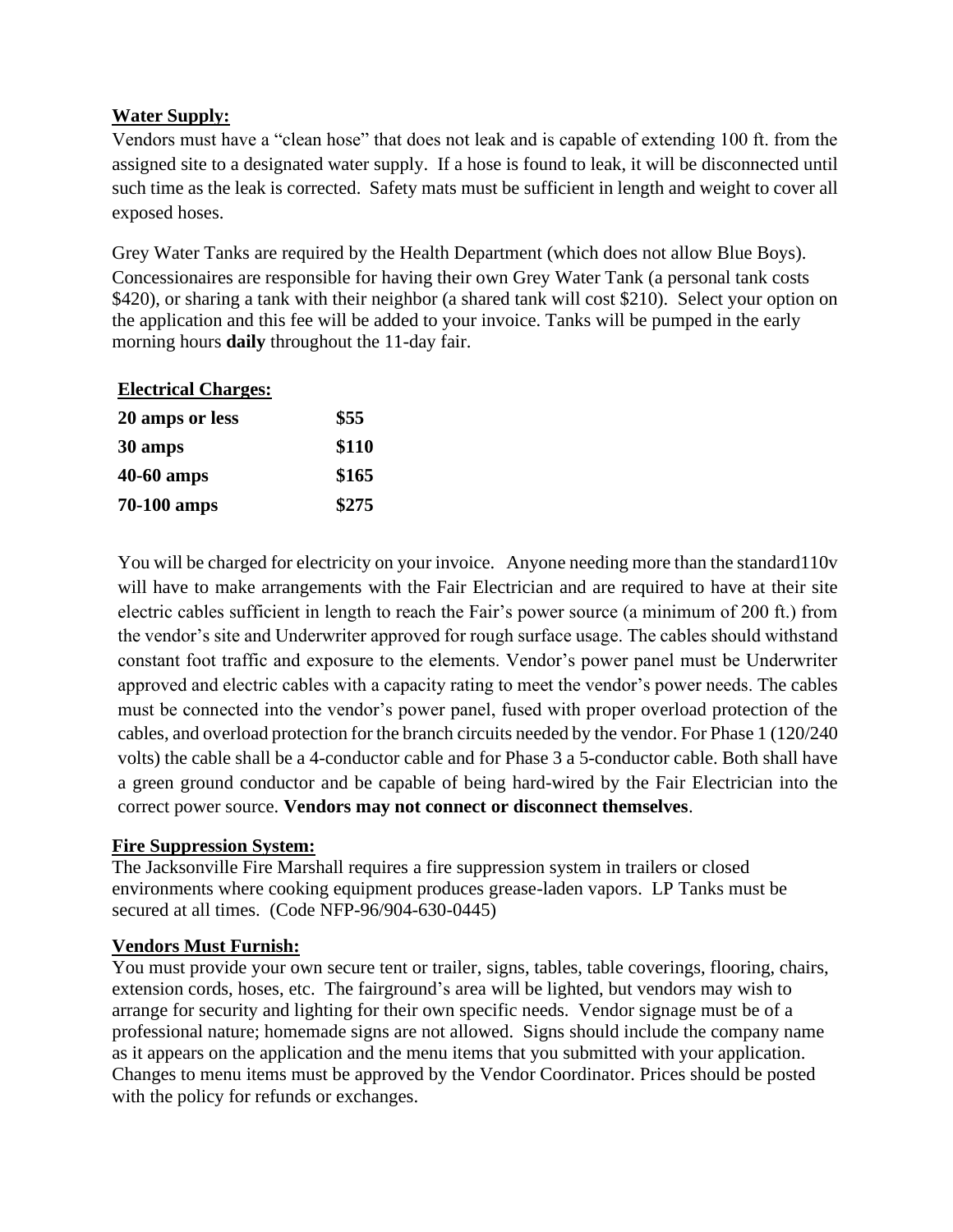**Water Supply:**

Vendors must have a "clean hose" that does not leak and is capable of extending 100 ft. from the assigned site to a designated water supply. If a hose is found to leak, it will be disconnected until such time as the leak is corrected. Safety mats must be sufficient in length and weight to cover all exposed hoses.

Grey Water Tanks are required by the Health Department (which does not allow Blue Boys). Concessionaires are responsible for having their own Grey Water Tank (a personal tank costs $420), or sharing a tank with their neighbor (a shared tank will cost $210). Select your option on the application and this fee will be added to your invoice. Tanks will be pumped in the early morning hours **daily** throughout the 11-day fair.

**Electrical Charges:**

| | |
|---|---|
| **20 amps or less** | **$55** |
| **30 amps** | **$110** |
| **40-60 amps** | **$165** |
| **70-100 amps** | **$275** |

You will be charged for electricity on your invoice. Anyone needing more than the standard110v will have to make arrangements with the Fair Electrician and are required to have at their site electric cables sufficient in length to reach the Fair's power source (a minimum of 200 ft.) from the vendor's site and Underwriter approved for rough surface usage. The cables should withstand constant foot traffic and exposure to the elements. Vendor's power panel must be Underwriter approved and electric cables with a capacity rating to meet the vendor's power needs. The cables must be connected into the vendor's power panel, fused with proper overload protection of the cables, and overload protection for the branch circuits needed by the vendor. For Phase 1 (120/240 volts) the cable shall be a 4-conductor cable and for Phase 3 a 5-conductor cable. Both shall have a green ground conductor and be capable of being hard-wired by the Fair Electrician into the correct power source. **Vendors may not connect or disconnect themselves**.

**Fire Suppression System:**

The Jacksonville Fire Marshall requires a fire suppression system in trailers or closed environments where cooking equipment produces grease-laden vapors. LP Tanks must be secured at all times. (Code NFP-96/904-630-0445)

**Vendors Must Furnish:**

You must provide your own secure tent or trailer, signs, tables, table coverings, flooring, chairs, extension cords, hoses, etc. The fairground's area will be lighted, but vendors may wish to arrange for security and lighting for their own specific needs. Vendor signage must be of a professional nature; homemade signs are not allowed. Signs should include the company name as it appears on the application and the menu items that you submitted with your application. Changes to menu items must be approved by the Vendor Coordinator. Prices should be posted with the policy for refunds or exchanges.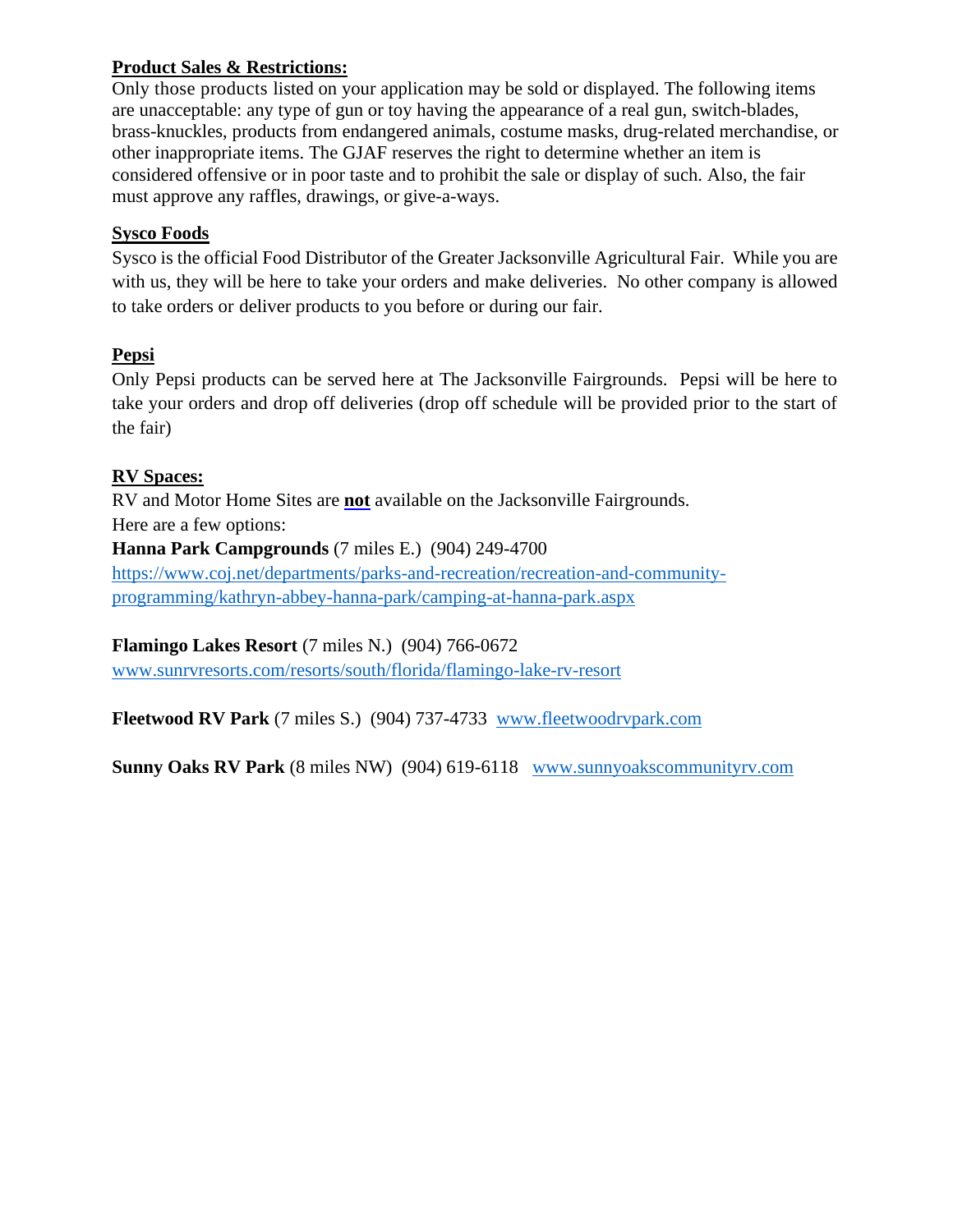**Product Sales & Restrictions:**

Only those products listed on your application may be sold or displayed. The following items are unacceptable: any type of gun or toy having the appearance of a real gun, switch-blades, brass-knuckles, products from endangered animals, costume masks, drug-related merchandise, or other inappropriate items. The GJAF reserves the right to determine whether an item is considered offensive or in poor taste and to prohibit the sale or display of such. Also, the fair must approve any raffles, drawings, or give-a-ways.

**Sysco Foods**

Sysco is the official Food Distributor of the Greater Jacksonville Agricultural Fair. While you are with us, they will be here to take your orders and make deliveries. No other company is allowed to take orders or deliver products to you before or during our fair.

**Pepsi**

Only Pepsi products can be served here at The Jacksonville Fairgrounds. Pepsi will be here to take your orders and drop off deliveries (drop off schedule will be provided prior to the start of the fair)

**RV Spaces:**

RV and Motor Home Sites are **not** available on the Jacksonville Fairgrounds.
Here are a few options:

**Hanna Park Campgrounds** (7 miles E.) (904) 249-4700
https://www.coj.net/departments/parks-and-recreation/recreation-and-community-programming/kathryn-abbey-hanna-park/camping-at-hanna-park.aspx

**Flamingo Lakes Resort** (7 miles N.) (904) 766-0672
www.sunrvresorts.com/resorts/south/florida/flamingo-lake-rv-resort

**Fleetwood RV Park** (7 miles S.) (904) 737-4733 www.fleetwoodrvpark.com

**Sunny Oaks RV Park** (8 miles NW) (904) 619-6118 www.sunnyoakscommunityrv.com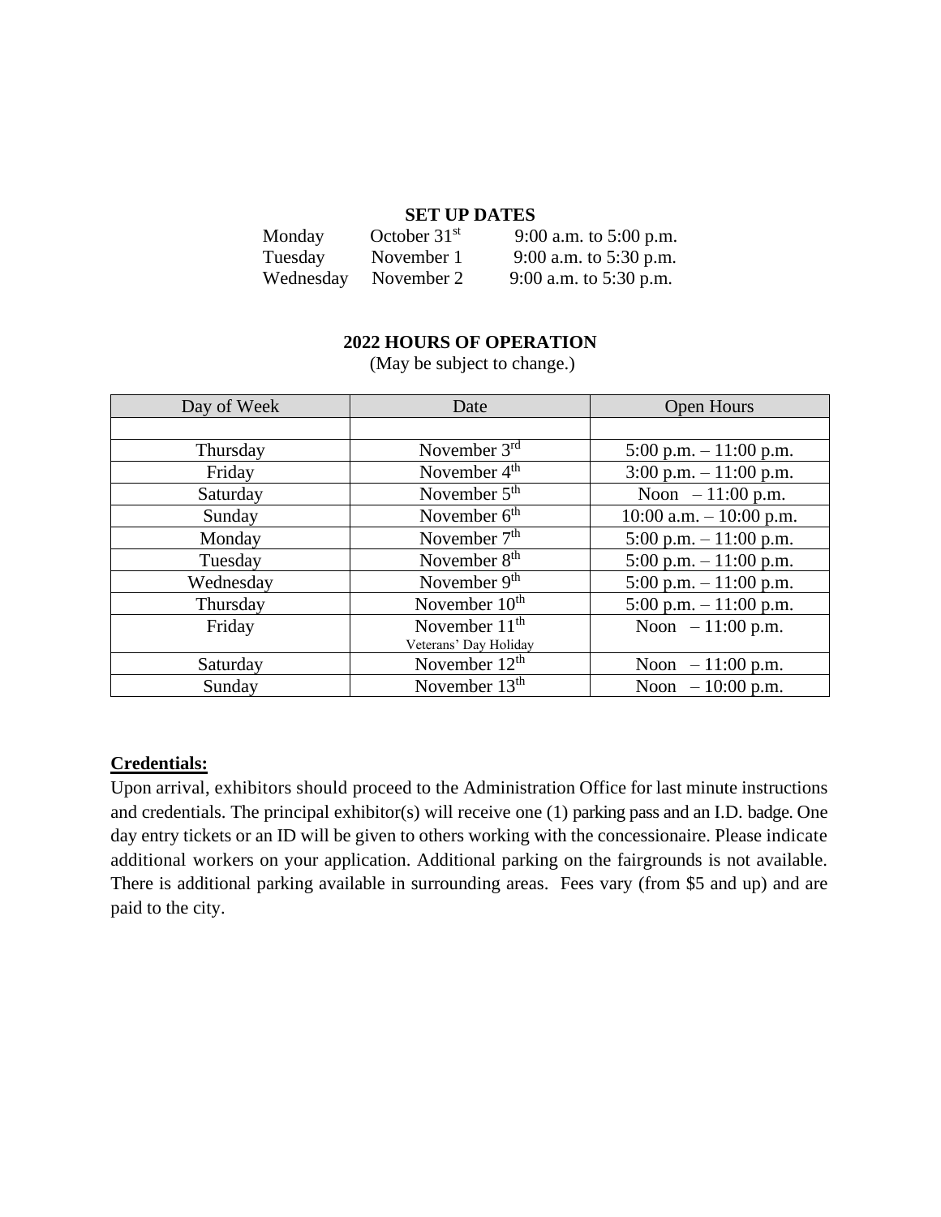## SET UP DATES

| | | |
|---|---|---|
| Monday | October 31st | 9:00 a.m. to 5:00 p.m. |
| Tuesday | November 1 | 9:00 a.m. to 5:30 p.m. |
| Wednesday | November 2 | 9:00 a.m. to 5:30 p.m. |

## 2022 HOURS OF OPERATION

(May be subject to change.)

| Day of Week | Date | Open Hours |
|---|---|---|
| | | |
| Thursday | November 3rd | 5:00 p.m. – 11:00 p.m. |
| Friday | November 4th | 3:00 p.m. – 11:00 p.m. |
| Saturday | November 5th | Noon – 11:00 p.m. |
| Sunday | November 6th | 10:00 a.m. – 10:00 p.m. |
| Monday | November 7th | 5:00 p.m. – 11:00 p.m. |
| Tuesday | November 8th | 5:00 p.m. – 11:00 p.m. |
| Wednesday | November 9th | 5:00 p.m. – 11:00 p.m. |
| Thursday | November 10th | 5:00 p.m. – 11:00 p.m. |
| Friday | November 11th Veterans' Day Holiday | Noon – 11:00 p.m. |
| Saturday | November 12th | Noon – 11:00 p.m. |
| Sunday | November 13th | Noon – 10:00 p.m. |

**Credentials:**

Upon arrival, exhibitors should proceed to the Administration Office for last minute instructions and credentials. The principal exhibitor(s) will receive one (1) parking pass and an I.D. badge. One day entry tickets or an ID will be given to others working with the concessionaire. Please indicate additional workers on your application. Additional parking on the fairgrounds is not available. There is additional parking available in surrounding areas. Fees vary (from $5 and up) and are paid to the city.